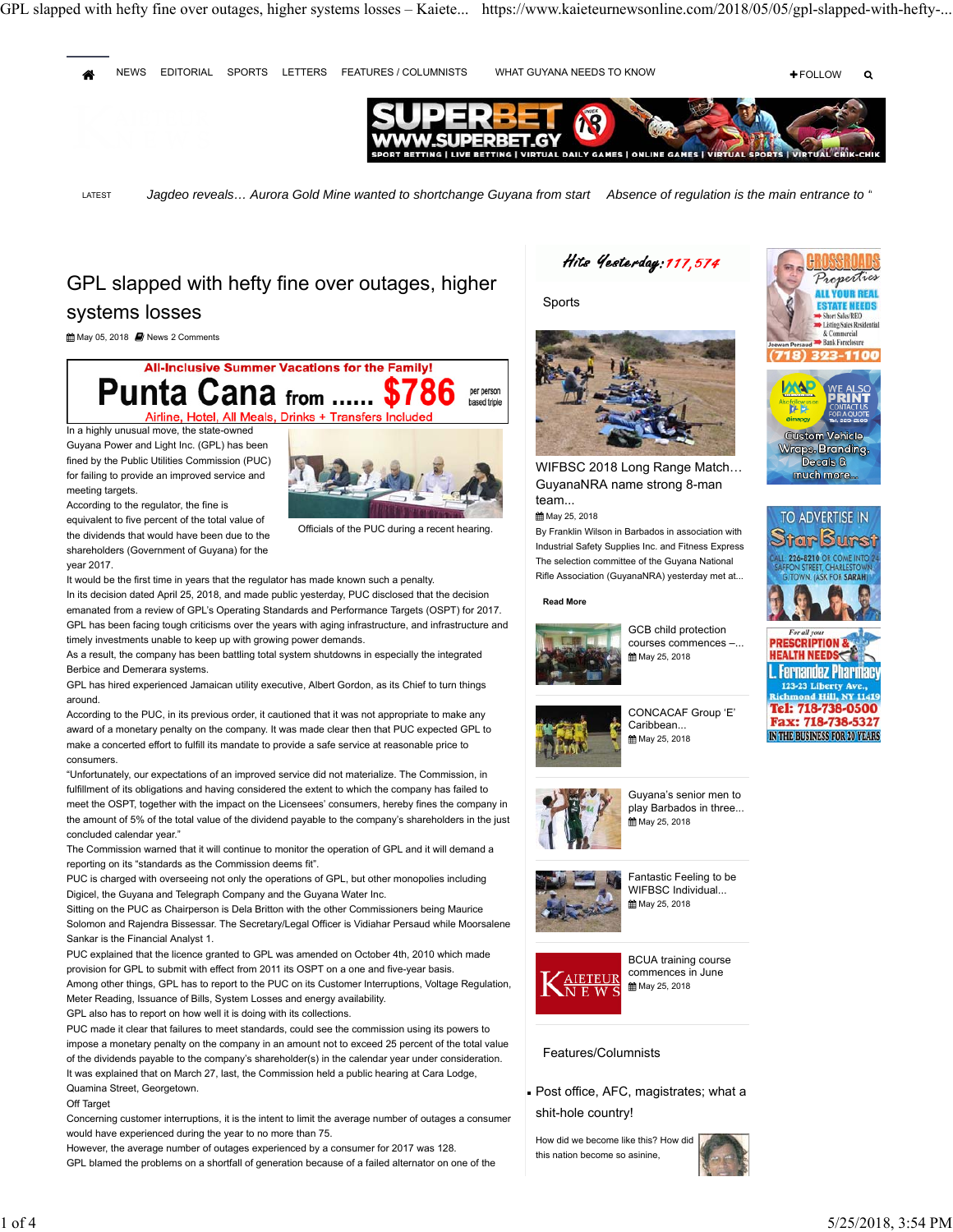# GPL slapped with hefty fine over outages, higher systems losses

May 05, 2018 News 2 Comments

In a highly unusual move, the state-owned Guyana Power and Light Inc. (GPL) has been fined by the Public Utilities Commission (PUC) for failing to provide an improved service and meeting targets.

Officials of the PUC during a recent hearing.

According to the regulator, the fine is equivalent to five percent of the total value of the dividends that would have been due to the shareholders (Government of Guyana) for the year 2017.

It would be the first time in years that the regulator has made known such a penalty.

In its decision dated April 25, 2018, and made public yesterday, PUC disclosed that the decision emanated from a review of GPL's Operating Standards and Performance Targets (OSPT) for 2017.

GPL has been facing tough criticisms over the years with aging infrastructure, and infrastructure and timely investments unable to keep up with growing power demands.

As a result, the company has been battling total system shutdowns in especially the integrated Berbice and Demerara systems.

GPL has hired experienced Jamaican utility executive, Albert Gordon, as its Chief to turn things around.

According to the PUC, in its previous order, it cautioned that it was not appropriate to make any award of a monetary penalty on the company. It was made clear then that PUC expected GPL to make a concerted effort to fulfill its mandate to provide a safe service at reasonable price to consumers.

"Unfortunately, our expectations of an improved service did not materialize. The Commission, in fulfillment of its obligations and having considered the extent to which the company has failed to meet the OSPT, together with the impact on the Licensees' consumers, hereby fines the company in the amount of 5% of the total value of the dividend payable to the company's shareholders in the just concluded calendar year."

The Commission warned that it will continue to monitor the operation of GPL and it will demand a reporting on its "standards as the Commission deems fit".

PUC is charged with overseeing not only the operations of GPL, but other monopolies including Digicel, the Guyana and Telegraph Company and the Guyana Water Inc.

Sitting on the PUC as Chairperson is Dela Britton with the other Commissioners being Maurice Solomon and Rajendra Bissessar. The Secretary/Legal Officer is Vidiahar Persaud while Moorsalene Sankar is the Financial Analyst 1.

PUC explained that the licence granted to GPL was amended on October 4th, 2010 which made provision for GPL to submit with effect from 2011 its OSPT on a one and five-year basis.

Among other things, GPL has to report to the PUC on its Customer Interruptions, Voltage Regulation, Meter Reading, Issuance of Bills, System Losses and energy availability.

GPL also has to report on how well it is doing with its collections.

PUC made it clear that failures to meet standards, could see the commission using its powers to impose a monetary penalty on the company in an amount not to exceed 25 percent of the total value of the dividends payable to the company's shareholder(s) in the calendar year under consideration.

It was explained that on March 27, last, the Commission held a public hearing at Cara Lodge, Quamina Street, Georgetown.

Off Target

Concerning customer interruptions, it is the intent to limit the average number of outages a consumer would have experienced during the year to no more than 75.

However, the average number of outages experienced by a consumer for 2017 was 128.

GPL blamed the problems on a shortfall of generation because of a failed alternator on one of the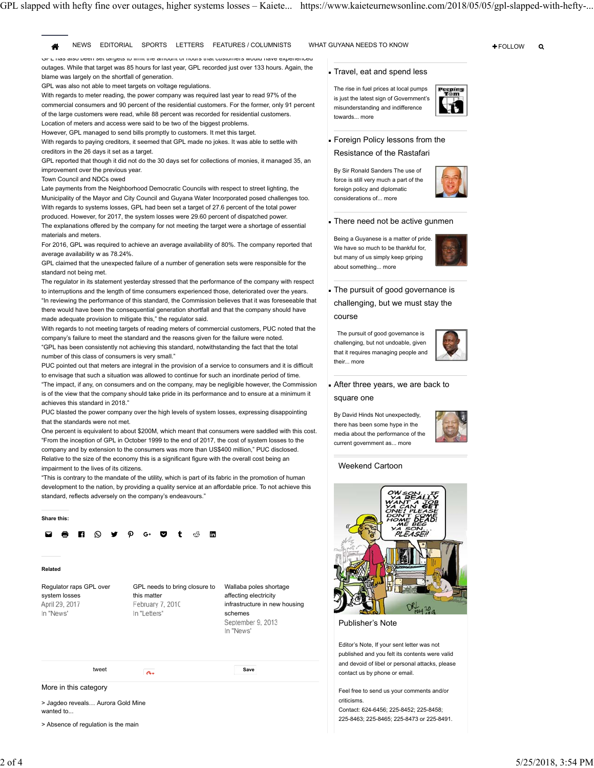GPL has also been set targets to limit the amount of hours that customers would have experienced outages. While that target was 85 hours for last year, GPL recorded just over 133 hours. Again, the blame was largely on the shortfall of generation.

GPL was also not able to meet targets on voltage regulations.

With regards to meter reading, the power company was required last year to read 97% of the commercial consumers and 90 percent of the residential customers. For the former, only 91 percent of the large customers were read, while 88 percent was recorded for residential customers.

Location of meters and access were said to be two of the biggest problems.

However, GPL managed to send bills promptly to customers. It met this target.

With regards to paying creditors, it seemed that GPL made no jokes. It was able to settle with creditors in the 26 days it set as a target.

GPL reported that though it did not do the 30 days set for collections of monies, it managed 35, an improvement over the previous year.

**Town Council and NDCs owed**

Late payments from the Neighborhood Democratic Councils with respect to street lighting, the Municipality of the Mayor and City Council and Guyana Water Incorporated posed challenges too.

With regards to systems losses, GPL had been set a target of 27.6 percent of the total power produced. However, for 2017, the system losses were 29.60 percent of dispatched power.

The explanations offered by the company for not meeting the target were a shortage of essential materials and meters.

For 2016, GPL was required to achieve an average availability of 80%. The company reported that average availability w as 78.24%.

GPL claimed that the unexpected failure of a number of generation sets were responsible for the standard not being met.

The regulator in its statement yesterday stressed that the performance of the company with respect to interruptions and the length of time consumers experienced those, deteriorated over the years.

"In reviewing the performance of this standard, the Commission believes that it was foreseeable that there would have been the consequential generation shortfall and that the company should have made adequate provision to mitigate this," the regulator said.

With regards to not meeting targets of reading meters of commercial customers, PUC noted that the company's failure to meet the standard and the reasons given for the failure were noted.

"GPL has been consistently not achieving this standard, notwithstanding the fact that the total number of this class of consumers is very small."

PUC pointed out that meters are integral in the provision of a service to consumers and it is difficult to envisage that such a situation was allowed to continue for such an inordinate period of time.

"The impact, if any, on consumers and on the company, may be negligible however, the Commission is of the view that the company should take pride in its performance and to ensure at a minimum it achieves this standard in 2018."

PUC blasted the power company over the high levels of system losses, expressing disappointing that the standards were not met.

One percent is equivalent to about $200M, which meant that consumers were saddled with this cost.

"From the inception of GPL in October 1999 to the end of 2017, the cost of system losses to the company and by extension to the consumers was more than US$400 million," PUC disclosed.

Relative to the size of the economy this is a significant figure with the overall cost being an impairment to the lives of its citizens.

"This is contrary to the mandate of the utility, which is part of its fabric in the promotion of human development to the nation, by providing a quality service at an affordable price. To not achieve this standard, reflects adversely on the company's endeavours."